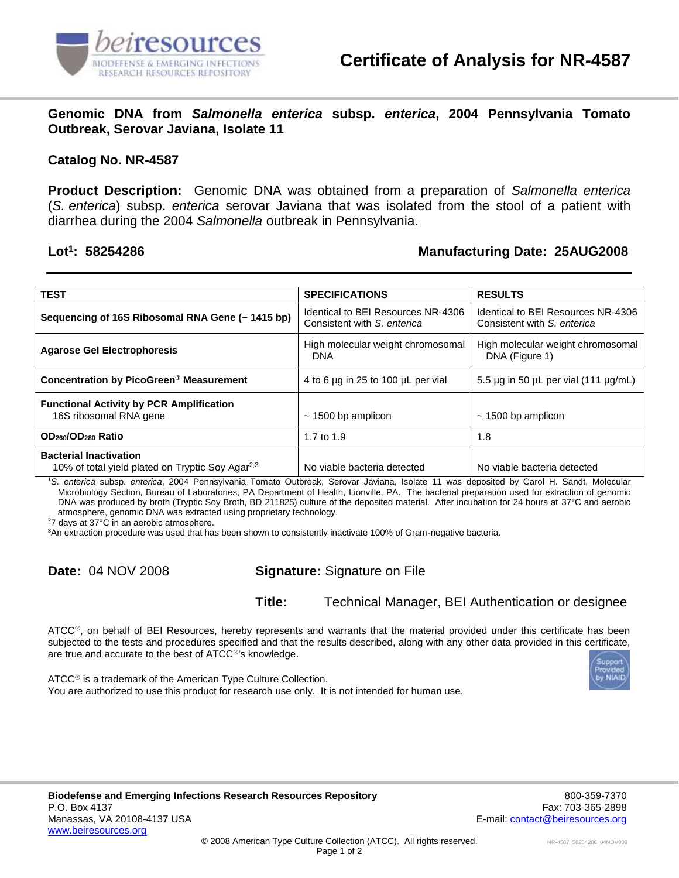# Certificate of Analysis for NR-4587

## Genomic DNA from *Salmonella enterica* subsp. *enterica*, 2004 Pennsylvania Tomato Outbreak, Serovar Javiana, Isolate 11

**Catalog No. NR-4587**

**Product Description:** Genomic DNA was obtained from a preparation of *Salmonella enterica* (*S. enterica*) subsp. *enterica* serovar Javiana that was isolated from the stool of a patient with diarrhea during the 2004 *Salmonella* outbreak in Pennsylvania.

**Lot[1]: 58254286** **Manufacturing Date: 25AUG2008**

| TEST | SPECIFICATIONS | RESULTS |
|---|---|---|
| **Sequencing of 16S Ribosomal RNA Gene (~ 1415 bp)** | Identical to BEI Resources NR-4306<br>Consistent with *S. enterica* | Identical to BEI Resources NR-4306<br>Consistent with *S. enterica* |
| **Agarose Gel Electrophoresis** | High molecular weight chromosomal DNA | High molecular weight chromosomal DNA (Figure 1) |
| **Concentration by PicoGreen® Measurement** | 4 to 6 µg in 25 to 100 µL per vial | 5.5 µg in 50 µL per vial (111 µg/mL) |
| **Functional Activity by PCR Amplification**<br>16S ribosomal RNA gene | ~ 1500 bp amplicon | ~ 1500 bp amplicon |
| **$OD_{260}/OD_{280}$ Ratio** | 1.7 to 1.9 | 1.8 |
| **Bacterial Inactivation**<br>10% of total yield plated on Tryptic Soy Agar[2,3] | No viable bacteria detected | No viable bacteria detected |

[1]*S. enterica* subsp. *enterica*, 2004 Pennsylvania Tomato Outbreak, Serovar Javiana, Isolate 11 was deposited by Carol H. Sandt, Molecular Microbiology Section, Bureau of Laboratories, PA Department of Health, Lionville, PA. The bacterial preparation used for extraction of genomic DNA was produced by broth (Tryptic Soy Broth, BD 211825) culture of the deposited material. After incubation for 24 hours at 37°C and aerobic atmosphere, genomic DNA was extracted using proprietary technology.

[2]7 days at 37°C in an aerobic atmosphere.

[3]An extraction procedure was used that has been shown to consistently inactivate 100% of Gram-negative bacteria.

**Date:** 04 NOV 2008 **Signature:** Signature on File

**Title:** Technical Manager, BEI Authentication or designee

ATCC®, on behalf of BEI Resources, hereby represents and warrants that the material provided under this certificate has been subjected to the tests and procedures specified and that the results described, along with any other data provided in this certificate, are true and accurate to the best of ATCC®'s knowledge.

ATCC® is a trademark of the American Type Culture Collection.
You are authorized to use this product for research use only. It is not intended for human use.

**Biodefense and Emerging Infections Research Resources Repository**
P.O. Box 4137
Manassas, VA 20108-4137 USA
www.beiresources.org

800-359-7370
Fax: 703-365-2898
E-mail: contact@beiresources.org

© 2008 American Type Culture Collection (ATCC). All rights reserved.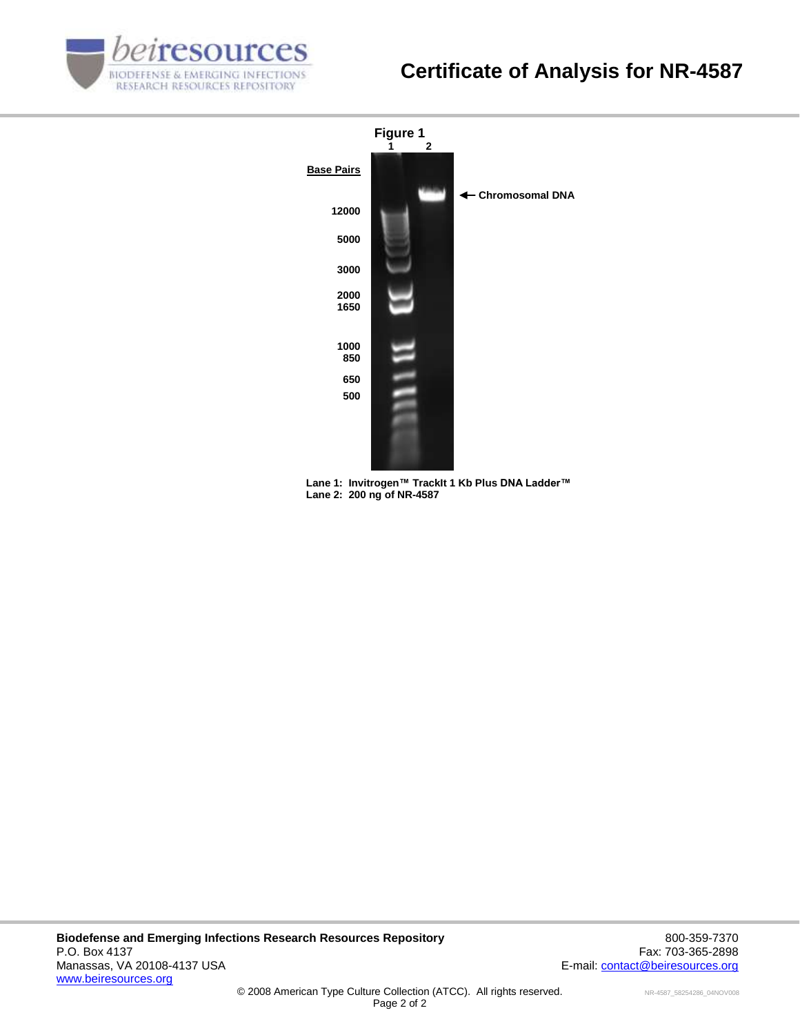# Certificate of Analysis for NR-4587

**Figure 1**

1 2

**Base Pairs**

12000

5000

3000

2000
1650

1000
850

650

500

← **Chromosomal DNA**

**Lane 1: Invitrogen™ TrackIt 1 Kb Plus DNA Ladder™**
**Lane 2: 200 ng of NR-4587**

**Biodefense and Emerging Infections Research Resources Repository**
P.O. Box 4137
Manassas, VA 20108-4137 USA
www.beiresources.org

800-359-7370
Fax: 703-365-2898
E-mail: contact@beiresources.org

© 2008 American Type Culture Collection (ATCC). All rights reserved.

NR-4587_58254286_04NOV008